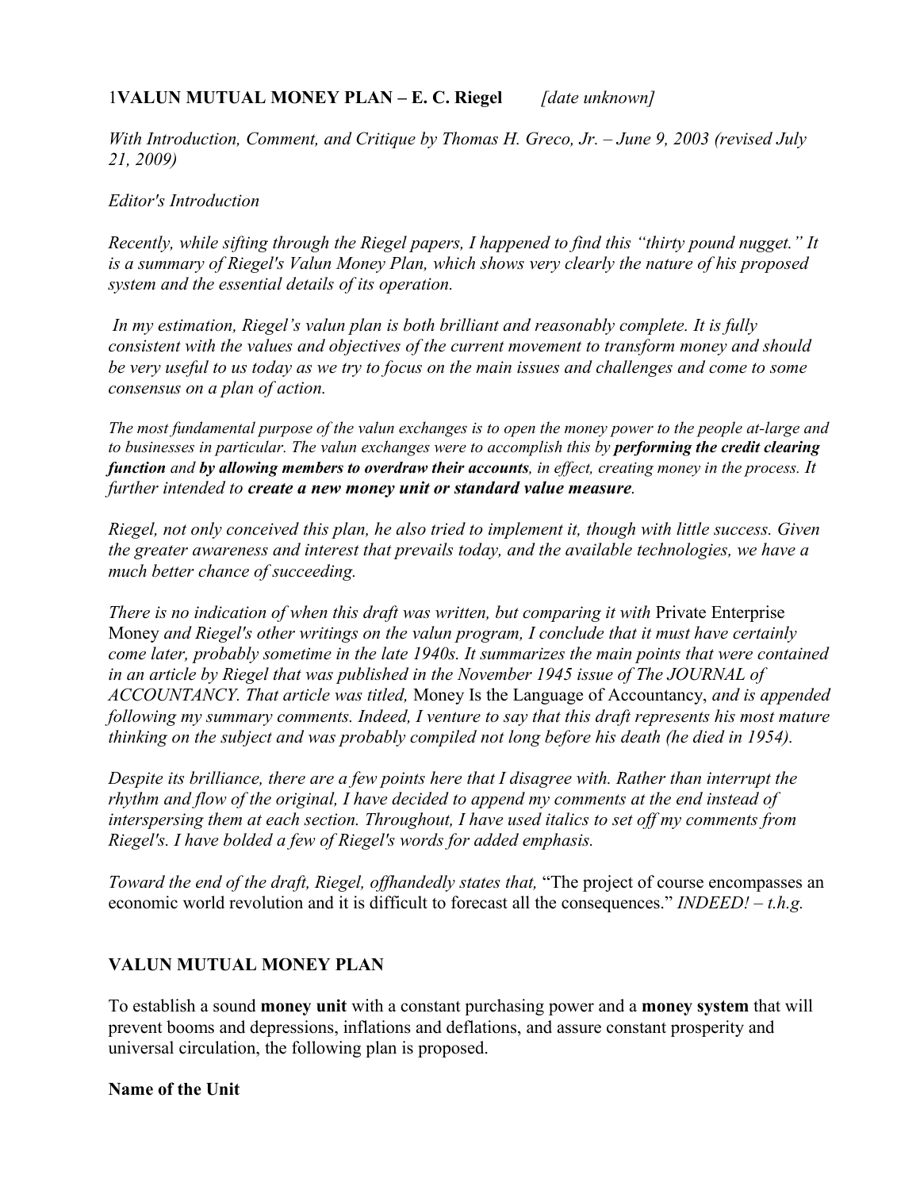# 1VALUN MUTUAL MONEY PLAN – E. C. Riegel *[date unknown]*

*With Introduction, Comment, and Critique by Thomas H. Greco, Jr. – June 9, 2003 (revised July 21, 2009)*

*Editor's Introduction*

*Recently, while sifting through the Riegel papers, I happened to find this "thirty pound nugget." It is a summary of Riegel's Valun Money Plan, which shows very clearly the nature of his proposed system and the essential details of its operation.*

*In my estimation, Riegel's valun plan is both brilliant and reasonably complete. It is fully consistent with the values and objectives of the current movement to transform money and should be very useful to us today as we try to focus on the main issues and challenges and come to some consensus on a plan of action.*

*The most fundamental purpose of the valun exchanges is to open the money power to the people at-large and to businesses in particular. The valun exchanges were to accomplish this by **performing the credit clearing function** and **by allowing members to overdraw their accounts**, in effect, creating money in the process. It further intended to **create a new money unit or standard value measure**.*

*Riegel, not only conceived this plan, he also tried to implement it, though with little success. Given the greater awareness and interest that prevails today, and the available technologies, we have a much better chance of succeeding.*

*There is no indication of when this draft was written, but comparing it with* Private Enterprise Money *and Riegel's other writings on the valun program, I conclude that it must have certainly come later, probably sometime in the late 1940s. It summarizes the main points that were contained in an article by Riegel that was published in the November 1945 issue of The JOURNAL of ACCOUNTANCY. That article was titled,* Money Is the Language of Accountancy, *and is appended following my summary comments. Indeed, I venture to say that this draft represents his most mature thinking on the subject and was probably compiled not long before his death (he died in 1954).*

*Despite its brilliance, there are a few points here that I disagree with. Rather than interrupt the rhythm and flow of the original, I have decided to append my comments at the end instead of interspersing them at each section. Throughout, I have used italics to set off my comments from Riegel's. I have bolded a few of Riegel's words for added emphasis.*

*Toward the end of the draft, Riegel, offhandedly states that,* "The project of course encompasses an economic world revolution and it is difficult to forecast all the consequences." *INDEED! – t.h.g.*

## VALUN MUTUAL MONEY PLAN

To establish a sound **money unit** with a constant purchasing power and a **money system** that will prevent booms and depressions, inflations and deflations, and assure constant prosperity and universal circulation, the following plan is proposed.

### Name of the Unit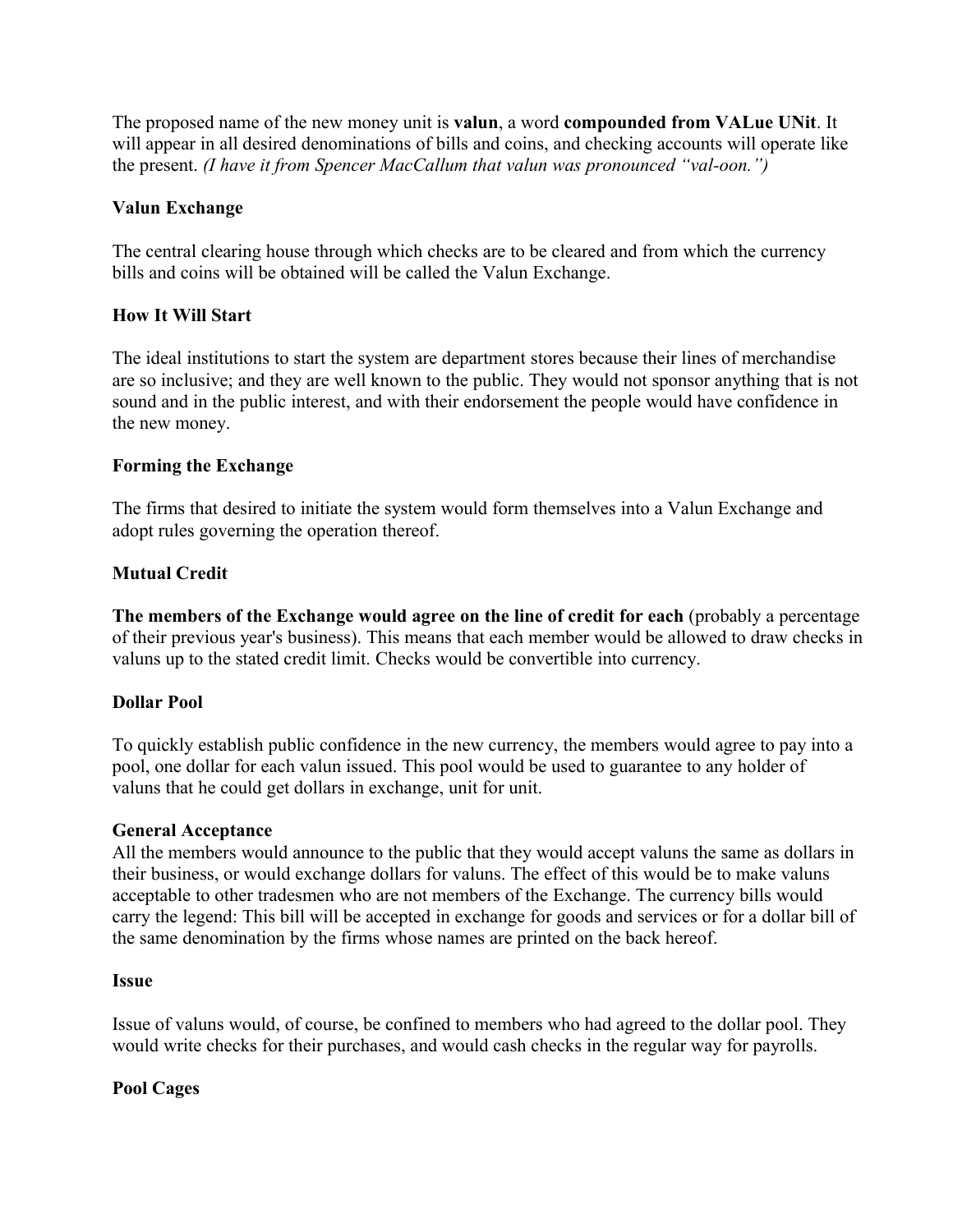The proposed name of the new money unit is **valun**, a word **compounded from VALue UNit**. It will appear in all desired denominations of bills and coins, and checking accounts will operate like the present. *(I have it from Spencer MacCallum that valun was pronounced "val-oon.")*

**Valun Exchange**

The central clearing house through which checks are to be cleared and from which the currency bills and coins will be obtained will be called the Valun Exchange.

**How It Will Start**

The ideal institutions to start the system are department stores because their lines of merchandise are so inclusive; and they are well known to the public. They would not sponsor anything that is not sound and in the public interest, and with their endorsement the people would have confidence in the new money.

**Forming the Exchange**

The firms that desired to initiate the system would form themselves into a Valun Exchange and adopt rules governing the operation thereof.

**Mutual Credit**

**The members of the Exchange would agree on the line of credit for each** (probably a percentage of their previous year's business). This means that each member would be allowed to draw checks in valuns up to the stated credit limit. Checks would be convertible into currency.

**Dollar Pool**

To quickly establish public confidence in the new currency, the members would agree to pay into a pool, one dollar for each valun issued. This pool would be used to guarantee to any holder of valuns that he could get dollars in exchange, unit for unit.

**General Acceptance**

All the members would announce to the public that they would accept valuns the same as dollars in their business, or would exchange dollars for valuns. The effect of this would be to make valuns acceptable to other tradesmen who are not members of the Exchange. The currency bills would carry the legend: This bill will be accepted in exchange for goods and services or for a dollar bill of the same denomination by the firms whose names are printed on the back hereof.

**Issue**

Issue of valuns would, of course, be confined to members who had agreed to the dollar pool. They would write checks for their purchases, and would cash checks in the regular way for payrolls.

**Pool Cages**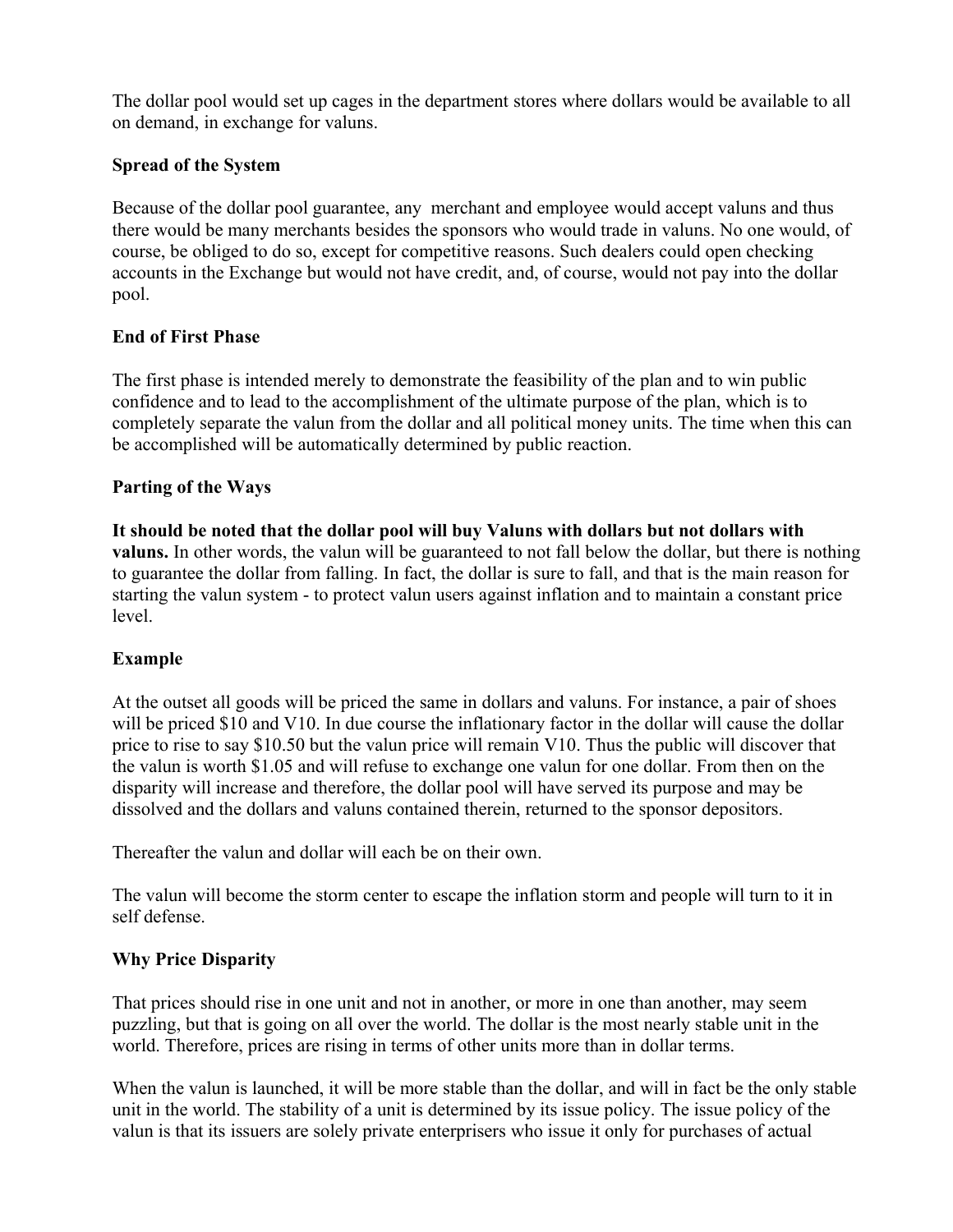The dollar pool would set up cages in the department stores where dollars would be available to all on demand, in exchange for valuns.

**Spread of the System**

Because of the dollar pool guarantee, any merchant and employee would accept valuns and thus there would be many merchants besides the sponsors who would trade in valuns. No one would, of course, be obliged to do so, except for competitive reasons. Such dealers could open checking accounts in the Exchange but would not have credit, and, of course, would not pay into the dollar pool.

**End of First Phase**

The first phase is intended merely to demonstrate the feasibility of the plan and to win public confidence and to lead to the accomplishment of the ultimate purpose of the plan, which is to completely separate the valun from the dollar and all political money units. The time when this can be accomplished will be automatically determined by public reaction.

**Parting of the Ways**

**It should be noted that the dollar pool will buy Valuns with dollars but not dollars with valuns.** In other words, the valun will be guaranteed to not fall below the dollar, but there is nothing to guarantee the dollar from falling. In fact, the dollar is sure to fall, and that is the main reason for starting the valun system - to protect valun users against inflation and to maintain a constant price level.

**Example**

At the outset all goods will be priced the same in dollars and valuns. For instance, a pair of shoes will be priced $10 and V10. In due course the inflationary factor in the dollar will cause the dollar price to rise to say $10.50 but the valun price will remain V10. Thus the public will discover that the valun is worth $1.05 and will refuse to exchange one valun for one dollar. From then on the disparity will increase and therefore, the dollar pool will have served its purpose and may be dissolved and the dollars and valuns contained therein, returned to the sponsor depositors.

Thereafter the valun and dollar will each be on their own.

The valun will become the storm center to escape the inflation storm and people will turn to it in self defense.

**Why Price Disparity**

That prices should rise in one unit and not in another, or more in one than another, may seem puzzling, but that is going on all over the world. The dollar is the most nearly stable unit in the world. Therefore, prices are rising in terms of other units more than in dollar terms.

When the valun is launched, it will be more stable than the dollar, and will in fact be the only stable unit in the world. The stability of a unit is determined by its issue policy. The issue policy of the valun is that its issuers are solely private enterprisers who issue it only for purchases of actual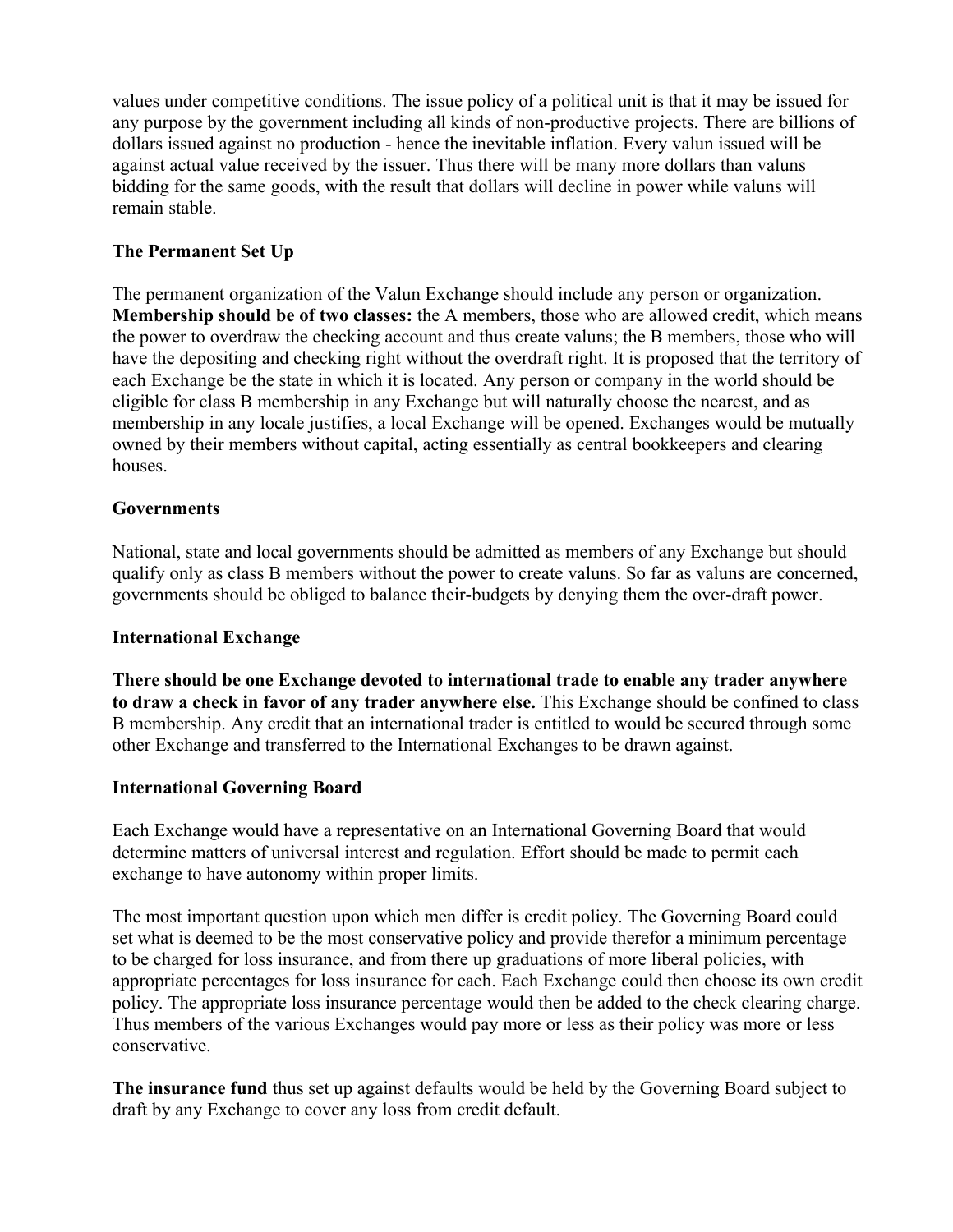values under competitive conditions. The issue policy of a political unit is that it may be issued for any purpose by the government including all kinds of non-productive projects. There are billions of dollars issued against no production - hence the inevitable inflation. Every valun issued will be against actual value received by the issuer. Thus there will be many more dollars than valuns bidding for the same goods, with the result that dollars will decline in power while valuns will remain stable.

### The Permanent Set Up

The permanent organization of the Valun Exchange should include any person or organization. **Membership should be of two classes:** the A members, those who are allowed credit, which means the power to overdraw the checking account and thus create valuns; the B members, those who will have the depositing and checking right without the overdraft right. It is proposed that the territory of each Exchange be the state in which it is located. Any person or company in the world should be eligible for class B membership in any Exchange but will naturally choose the nearest, and as membership in any locale justifies, a local Exchange will be opened. Exchanges would be mutually owned by their members without capital, acting essentially as central bookkeepers and clearing houses.

### Governments

National, state and local governments should be admitted as members of any Exchange but should qualify only as class B members without the power to create valuns. So far as valuns are concerned, governments should be obliged to balance their-budgets by denying them the over-draft power.

### International Exchange

**There should be one Exchange devoted to international trade to enable any trader anywhere to draw a check in favor of any trader anywhere else.** This Exchange should be confined to class B membership. Any credit that an international trader is entitled to would be secured through some other Exchange and transferred to the International Exchanges to be drawn against.

### International Governing Board

Each Exchange would have a representative on an International Governing Board that would determine matters of universal interest and regulation. Effort should be made to permit each exchange to have autonomy within proper limits.

The most important question upon which men differ is credit policy. The Governing Board could set what is deemed to be the most conservative policy and provide therefor a minimum percentage to be charged for loss insurance, and from there up graduations of more liberal policies, with appropriate percentages for loss insurance for each. Each Exchange could then choose its own credit policy. The appropriate loss insurance percentage would then be added to the check clearing charge. Thus members of the various Exchanges would pay more or less as their policy was more or less conservative.

**The insurance fund** thus set up against defaults would be held by the Governing Board subject to draft by any Exchange to cover any loss from credit default.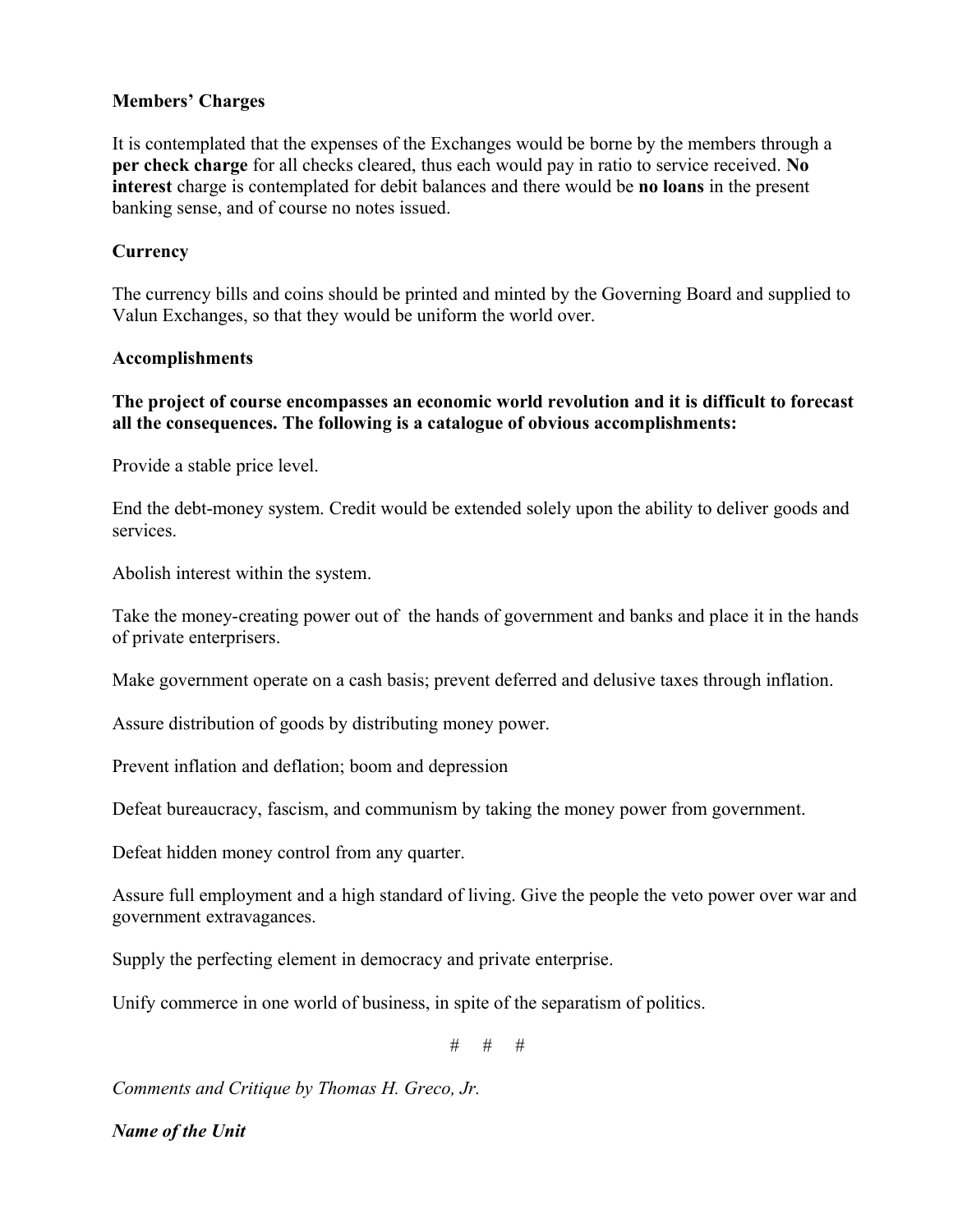**Members' Charges**

It is contemplated that the expenses of the Exchanges would be borne by the members through a **per check charge** for all checks cleared, thus each would pay in ratio to service received. **No interest** charge is contemplated for debit balances and there would be **no loans** in the present banking sense, and of course no notes issued.

**Currency**

The currency bills and coins should be printed and minted by the Governing Board and supplied to Valun Exchanges, so that they would be uniform the world over.

**Accomplishments**

**The project of course encompasses an economic world revolution and it is difficult to forecast all the consequences. The following is a catalogue of obvious accomplishments:**

Provide a stable price level.

End the debt-money system. Credit would be extended solely upon the ability to deliver goods and services.

Abolish interest within the system.

Take the money-creating power out of the hands of government and banks and place it in the hands of private enterprisers.

Make government operate on a cash basis; prevent deferred and delusive taxes through inflation.

Assure distribution of goods by distributing money power.

Prevent inflation and deflation; boom and depression

Defeat bureaucracy, fascism, and communism by taking the money power from government.

Defeat hidden money control from any quarter.

Assure full employment and a high standard of living. Give the people the veto power over war and government extravagances.

Supply the perfecting element in democracy and private enterprise.

Unify commerce in one world of business, in spite of the separatism of politics.

# # #

*Comments and Critique by Thomas H. Greco, Jr.*

***Name of the Unit***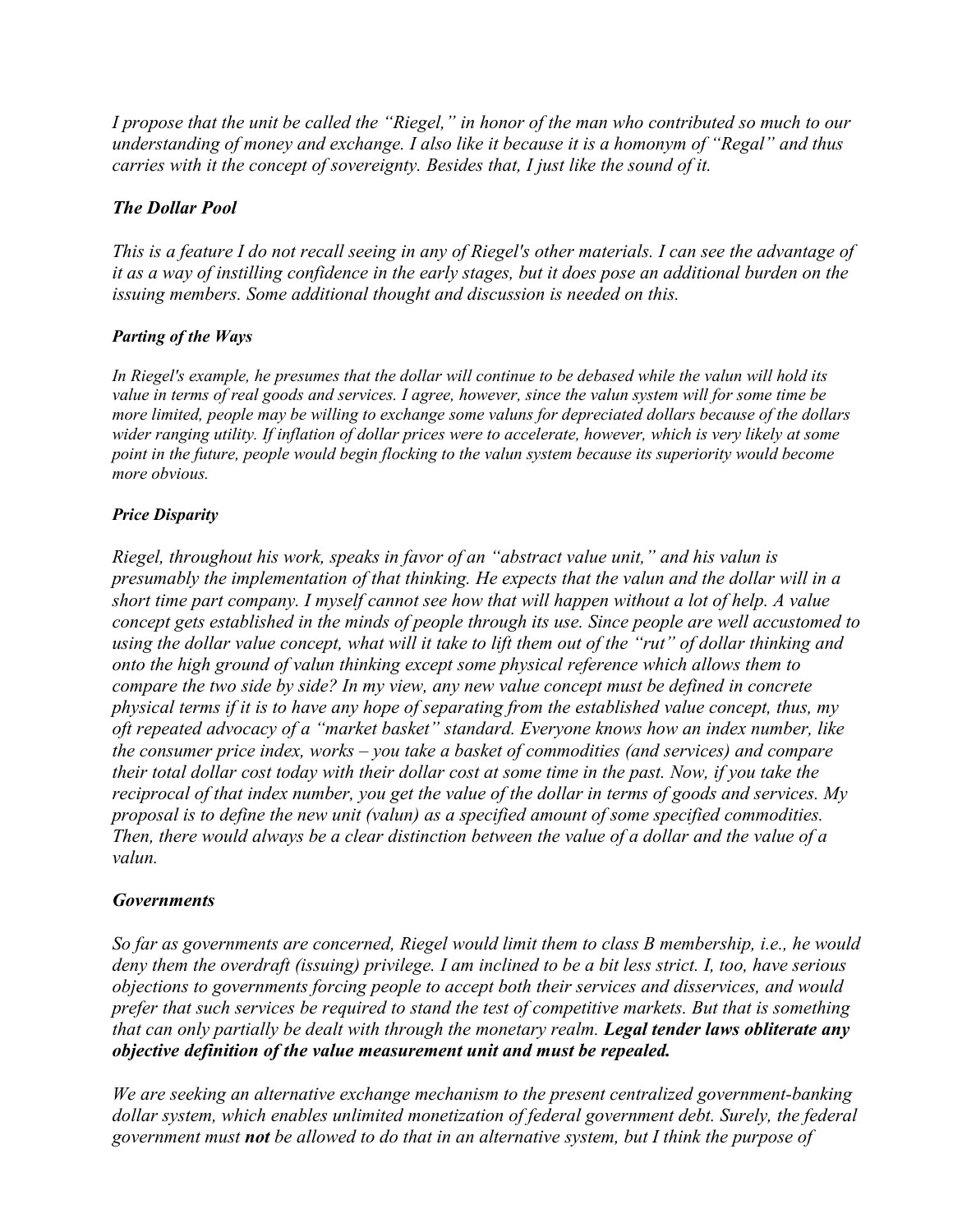*I propose that the unit be called the "Riegel," in honor of the man who contributed so much to our understanding of money and exchange. I also like it because it is a homonym of "Regal" and thus carries with it the concept of sovereignty. Besides that, I just like the sound of it.*

### *The Dollar Pool*

*This is a feature I do not recall seeing in any of Riegel's other materials. I can see the advantage of it as a way of instilling confidence in the early stages, but it does pose an additional burden on the issuing members. Some additional thought and discussion is needed on this.*

#### *Parting of the Ways*

*In Riegel's example, he presumes that the dollar will continue to be debased while the valun will hold its value in terms of real goods and services. I agree, however, since the valun system will for some time be more limited, people may be willing to exchange some valuns for depreciated dollars because of the dollars wider ranging utility. If inflation of dollar prices were to accelerate, however, which is very likely at some point in the future, people would begin flocking to the valun system because its superiority would become more obvious.*

#### *Price Disparity*

*Riegel, throughout his work, speaks in favor of an "abstract value unit," and his valun is presumably the implementation of that thinking. He expects that the valun and the dollar will in a short time part company. I myself cannot see how that will happen without a lot of help. A value concept gets established in the minds of people through its use. Since people are well accustomed to using the dollar value concept, what will it take to lift them out of the "rut" of dollar thinking and onto the high ground of valun thinking except some physical reference which allows them to compare the two side by side? In my view, any new value concept must be defined in concrete physical terms if it is to have any hope of separating from the established value concept, thus, my oft repeated advocacy of a "market basket" standard. Everyone knows how an index number, like the consumer price index, works – you take a basket of commodities (and services) and compare their total dollar cost today with their dollar cost at some time in the past. Now, if you take the reciprocal of that index number, you get the value of the dollar in terms of goods and services. My proposal is to define the new unit (valun) as a specified amount of some specified commodities. Then, there would always be a clear distinction between the value of a dollar and the value of a valun.*

### *Governments*

*So far as governments are concerned, Riegel would limit them to class B membership, i.e., he would deny them the overdraft (issuing) privilege. I am inclined to be a bit less strict. I, too, have serious objections to governments forcing people to accept both their services and disservices, and would prefer that such services be required to stand the test of competitive markets. But that is something that can only partially be dealt with through the monetary realm.* ***Legal tender laws obliterate any objective definition of the value measurement unit and must be repealed.***

*We are seeking an alternative exchange mechanism to the present centralized government-banking dollar system, which enables unlimited monetization of federal government debt. Surely, the federal government must* ***not*** *be allowed to do that in an alternative system, but I think the purpose of*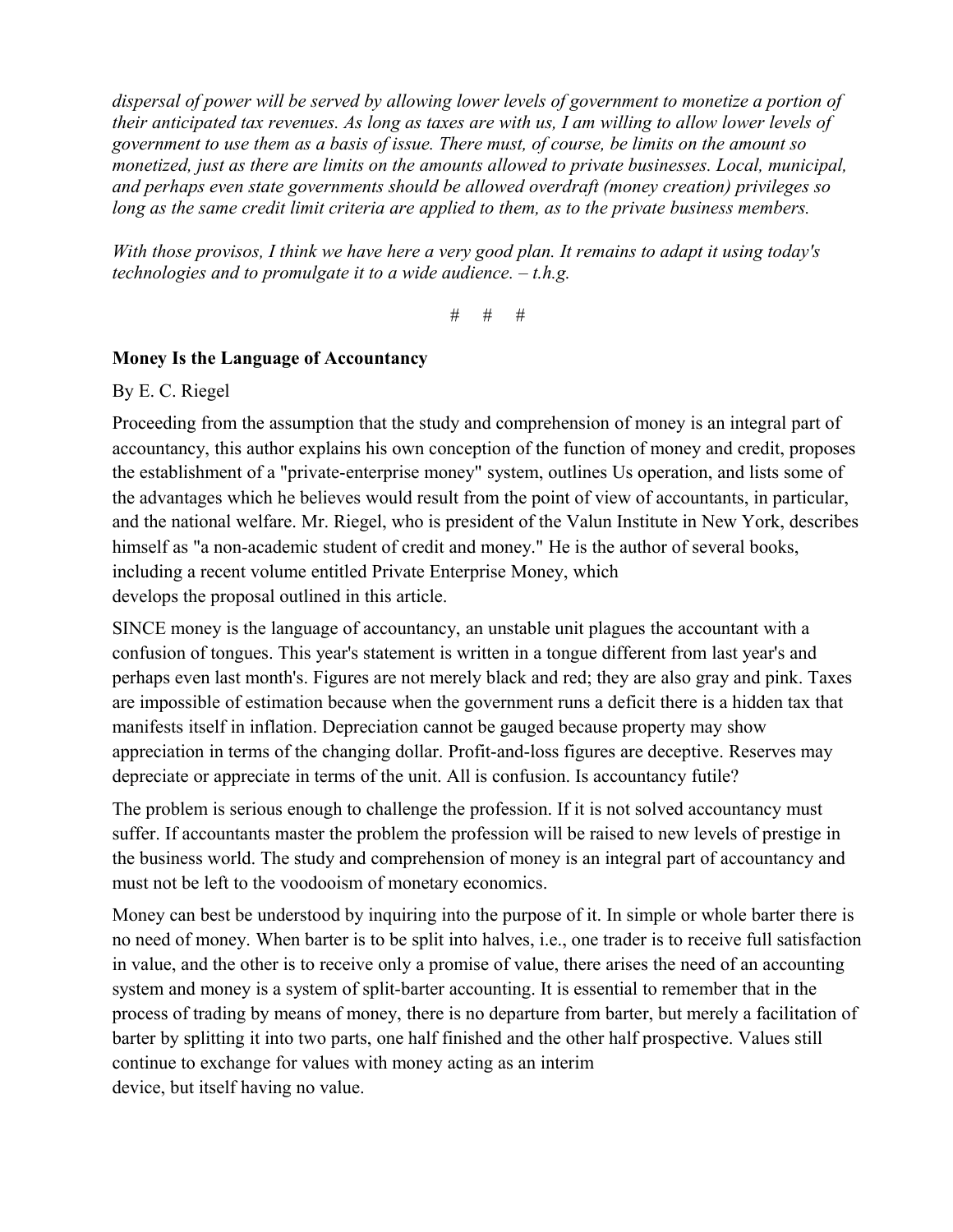*dispersal of power will be served by allowing lower levels of government to monetize a portion of their anticipated tax revenues. As long as taxes are with us, I am willing to allow lower levels of government to use them as a basis of issue. There must, of course, be limits on the amount so monetized, just as there are limits on the amounts allowed to private businesses. Local, municipal, and perhaps even state governments should be allowed overdraft (money creation) privileges so long as the same credit limit criteria are applied to them, as to the private business members.*

*With those provisos, I think we have here a very good plan. It remains to adapt it using today's technologies and to promulgate it to a wide audience. – t.h.g.*

# # #

**Money Is the Language of Accountancy**

By E. C. Riegel

Proceeding from the assumption that the study and comprehension of money is an integral part of accountancy, this author explains his own conception of the function of money and credit, proposes the establishment of a "private-enterprise money" system, outlines Us operation, and lists some of the advantages which he believes would result from the point of view of accountants, in particular, and the national welfare. Mr. Riegel, who is president of the Valun Institute in New York, describes himself as "a non-academic student of credit and money." He is the author of several books, including a recent volume entitled Private Enterprise Money, which develops the proposal outlined in this article.

SINCE money is the language of accountancy, an unstable unit plagues the accountant with a confusion of tongues. This year's statement is written in a tongue different from last year's and perhaps even last month's. Figures are not merely black and red; they are also gray and pink. Taxes are impossible of estimation because when the government runs a deficit there is a hidden tax that manifests itself in inflation. Depreciation cannot be gauged because property may show appreciation in terms of the changing dollar. Profit-and-loss figures are deceptive. Reserves may depreciate or appreciate in terms of the unit. All is confusion. Is accountancy futile?

The problem is serious enough to challenge the profession. If it is not solved accountancy must suffer. If accountants master the problem the profession will be raised to new levels of prestige in the business world. The study and comprehension of money is an integral part of accountancy and must not be left to the voodooism of monetary economics.

Money can best be understood by inquiring into the purpose of it. In simple or whole barter there is no need of money. When barter is to be split into halves, i.e., one trader is to receive full satisfaction in value, and the other is to receive only a promise of value, there arises the need of an accounting system and money is a system of split-barter accounting. It is essential to remember that in the process of trading by means of money, there is no departure from barter, but merely a facilitation of barter by splitting it into two parts, one half finished and the other half prospective. Values still continue to exchange for values with money acting as an interim device, but itself having no value.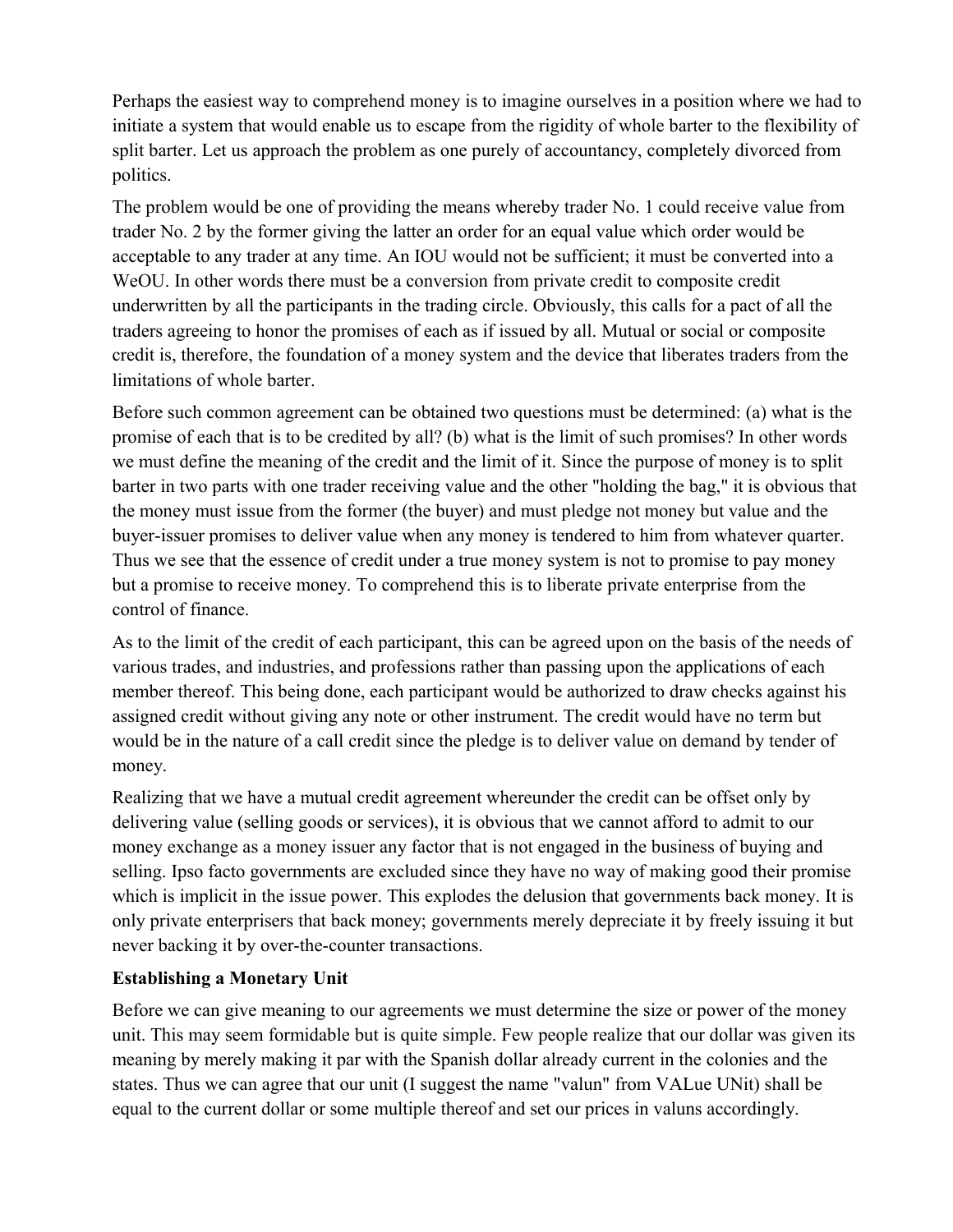Perhaps the easiest way to comprehend money is to imagine ourselves in a position where we had to initiate a system that would enable us to escape from the rigidity of whole barter to the flexibility of split barter. Let us approach the problem as one purely of accountancy, completely divorced from politics.

The problem would be one of providing the means whereby trader No. 1 could receive value from trader No. 2 by the former giving the latter an order for an equal value which order would be acceptable to any trader at any time. An IOU would not be sufficient; it must be converted into a WeOU. In other words there must be a conversion from private credit to composite credit underwritten by all the participants in the trading circle. Obviously, this calls for a pact of all the traders agreeing to honor the promises of each as if issued by all. Mutual or social or composite credit is, therefore, the foundation of a money system and the device that liberates traders from the limitations of whole barter.

Before such common agreement can be obtained two questions must be determined: (a) what is the promise of each that is to be credited by all? (b) what is the limit of such promises? In other words we must define the meaning of the credit and the limit of it. Since the purpose of money is to split barter in two parts with one trader receiving value and the other "holding the bag," it is obvious that the money must issue from the former (the buyer) and must pledge not money but value and the buyer-issuer promises to deliver value when any money is tendered to him from whatever quarter. Thus we see that the essence of credit under a true money system is not to promise to pay money but a promise to receive money. To comprehend this is to liberate private enterprise from the control of finance.

As to the limit of the credit of each participant, this can be agreed upon on the basis of the needs of various trades, and industries, and professions rather than passing upon the applications of each member thereof. This being done, each participant would be authorized to draw checks against his assigned credit without giving any note or other instrument. The credit would have no term but would be in the nature of a call credit since the pledge is to deliver value on demand by tender of money.

Realizing that we have a mutual credit agreement whereunder the credit can be offset only by delivering value (selling goods or services), it is obvious that we cannot afford to admit to our money exchange as a money issuer any factor that is not engaged in the business of buying and selling. Ipso facto governments are excluded since they have no way of making good their promise which is implicit in the issue power. This explodes the delusion that governments back money. It is only private enterprisers that back money; governments merely depreciate it by freely issuing it but never backing it by over-the-counter transactions.

### Establishing a Monetary Unit

Before we can give meaning to our agreements we must determine the size or power of the money unit. This may seem formidable but is quite simple. Few people realize that our dollar was given its meaning by merely making it par with the Spanish dollar already current in the colonies and the states. Thus we can agree that our unit (I suggest the name "valun" from VALue UNit) shall be equal to the current dollar or some multiple thereof and set our prices in valuns accordingly.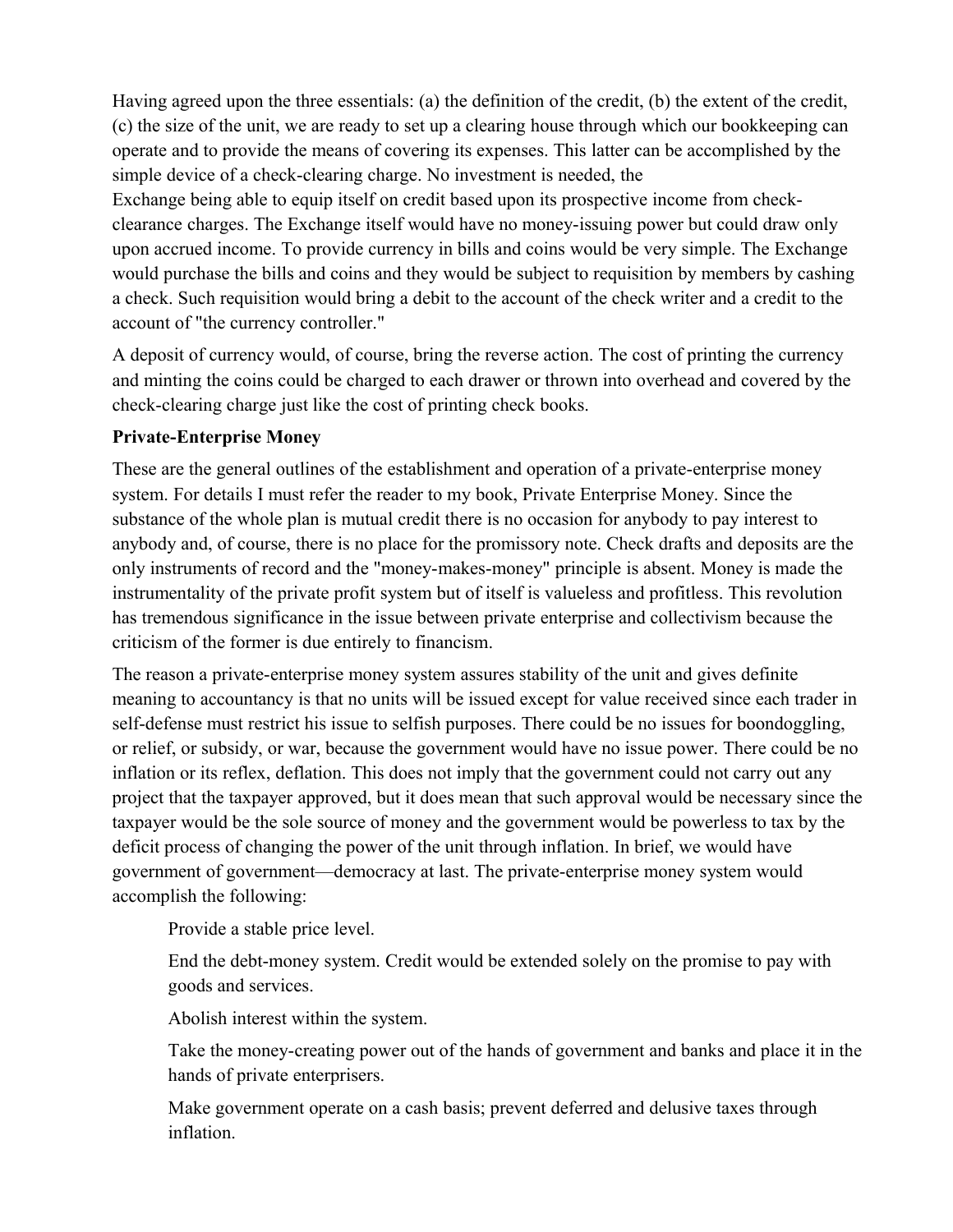Having agreed upon the three essentials: (a) the definition of the credit, (b) the extent of the credit, (c) the size of the unit, we are ready to set up a clearing house through which our bookkeeping can operate and to provide the means of covering its expenses. This latter can be accomplished by the simple device of a check-clearing charge. No investment is needed, the Exchange being able to equip itself on credit based upon its prospective income from check-clearance charges. The Exchange itself would have no money-issuing power but could draw only upon accrued income. To provide currency in bills and coins would be very simple. The Exchange would purchase the bills and coins and they would be subject to requisition by members by cashing a check. Such requisition would bring a debit to the account of the check writer and a credit to the account of "the currency controller."

A deposit of currency would, of course, bring the reverse action. The cost of printing the currency and minting the coins could be charged to each drawer or thrown into overhead and covered by the check-clearing charge just like the cost of printing check books.

**Private-Enterprise Money**

These are the general outlines of the establishment and operation of a private-enterprise money system. For details I must refer the reader to my book, Private Enterprise Money. Since the substance of the whole plan is mutual credit there is no occasion for anybody to pay interest to anybody and, of course, there is no place for the promissory note. Check drafts and deposits are the only instruments of record and the "money-makes-money" principle is absent. Money is made the instrumentality of the private profit system but of itself is valueless and profitless. This revolution has tremendous significance in the issue between private enterprise and collectivism because the criticism of the former is due entirely to financism.

The reason a private-enterprise money system assures stability of the unit and gives definite meaning to accountancy is that no units will be issued except for value received since each trader in self-defense must restrict his issue to selfish purposes. There could be no issues for boondoggling, or relief, or subsidy, or war, because the government would have no issue power. There could be no inflation or its reflex, deflation. This does not imply that the government could not carry out any project that the taxpayer approved, but it does mean that such approval would be necessary since the taxpayer would be the sole source of money and the government would be powerless to tax by the deficit process of changing the power of the unit through inflation. In brief, we would have government of government—democracy at last. The private-enterprise money system would accomplish the following:

Provide a stable price level.

End the debt-money system. Credit would be extended solely on the promise to pay with goods and services.

Abolish interest within the system.

Take the money-creating power out of the hands of government and banks and place it in the hands of private enterprisers.

Make government operate on a cash basis; prevent deferred and delusive taxes through inflation.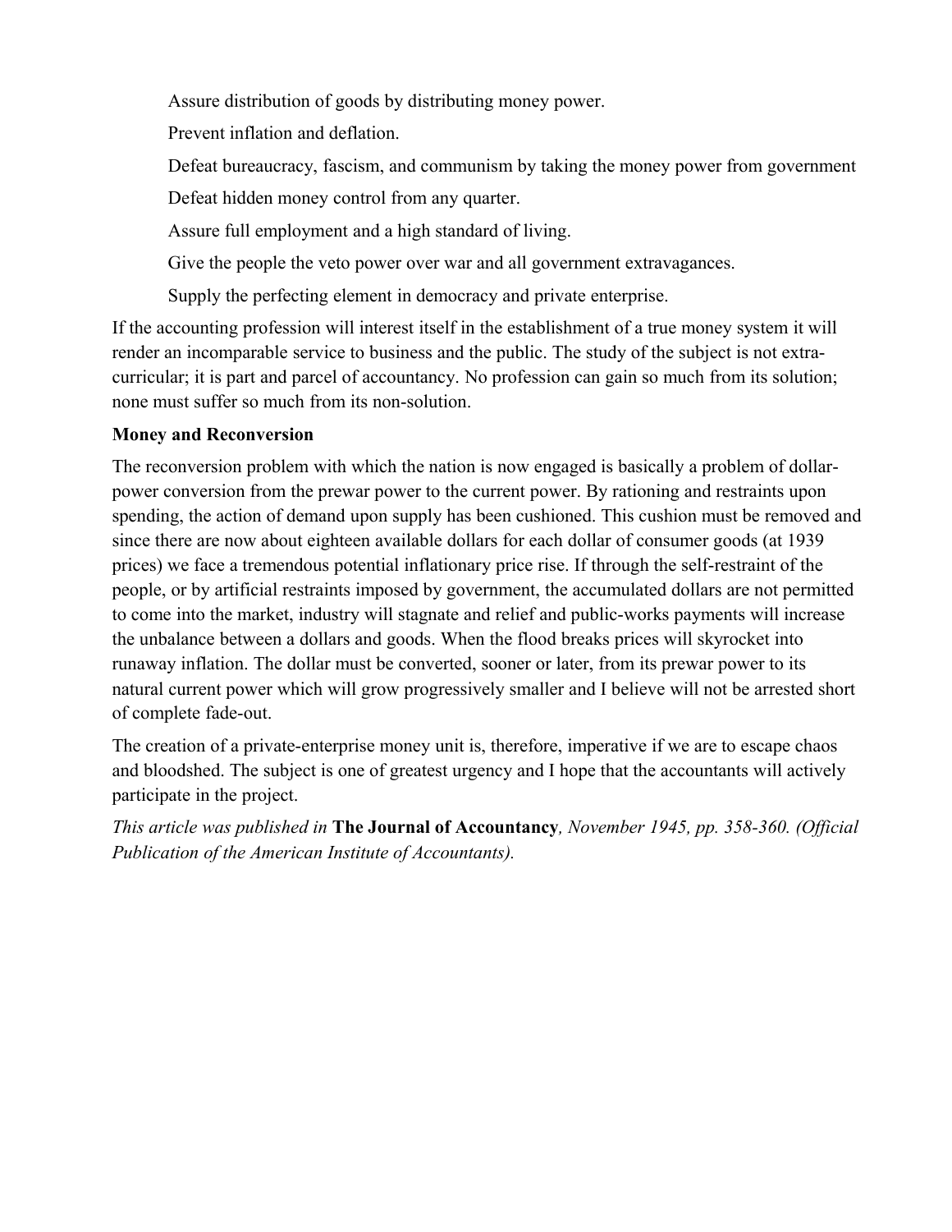Assure distribution of goods by distributing money power.

Prevent inflation and deflation.

Defeat bureaucracy, fascism, and communism by taking the money power from government

Defeat hidden money control from any quarter.

Assure full employment and a high standard of living.

Give the people the veto power over war and all government extravagances.

Supply the perfecting element in democracy and private enterprise.

If the accounting profession will interest itself in the establishment of a true money system it will render an incomparable service to business and the public. The study of the subject is not extra-curricular; it is part and parcel of accountancy. No profession can gain so much from its solution; none must suffer so much from its non-solution.

**Money and Reconversion**

The reconversion problem with which the nation is now engaged is basically a problem of dollar-power conversion from the prewar power to the current power. By rationing and restraints upon spending, the action of demand upon supply has been cushioned. This cushion must be removed and since there are now about eighteen available dollars for each dollar of consumer goods (at 1939 prices) we face a tremendous potential inflationary price rise. If through the self-restraint of the people, or by artificial restraints imposed by government, the accumulated dollars are not permitted to come into the market, industry will stagnate and relief and public-works payments will increase the unbalance between a dollars and goods. When the flood breaks prices will skyrocket into runaway inflation. The dollar must be converted, sooner or later, from its prewar power to its natural current power which will grow progressively smaller and I believe will not be arrested short of complete fade-out.

The creation of a private-enterprise money unit is, therefore, imperative if we are to escape chaos and bloodshed. The subject is one of greatest urgency and I hope that the accountants will actively participate in the project.

*This article was published in* ***The Journal of Accountancy****, November 1945, pp. 358-360. (Official Publication of the American Institute of Accountants).*